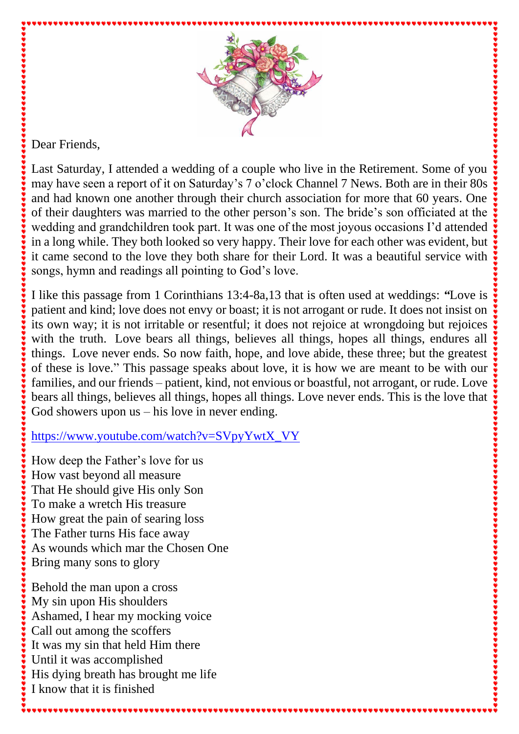Dear Friends,

Last Saturday, I attended a wedding of a couple who live in the Retirement. Some of you may have seen a report of it on Saturday's 7 o'clock Channel 7 News. Both are in their 80s and had known one another through their church association for more that 60 years. One of their daughters was married to the other person's son. The bride's son officiated at the wedding and grandchildren took part. It was one of the most joyous occasions I'd attended in a long while. They both looked so very happy. Their love for each other was evident, but it came second to the love they both share for their Lord. It was a beautiful service with songs, hymn and readings all pointing to God's love.

I like this passage from 1 Corinthians 13:4-8a,13 that is often used at weddings: **"**Love is patient and kind; love does not envy or boast; it is not arrogant or rude. It does not insist on its own way; it is not irritable or resentful; it does not rejoice at wrongdoing but rejoices with the truth. Love bears all things, believes all things, hopes all things, endures all things. Love never ends. So now faith, hope, and love abide, these three; but the greatest of these is love." This passage speaks about love, it is how we are meant to be with our families, and our friends – patient, kind, not envious or boastful, not arrogant, or rude. Love bears all things, believes all things, hopes all things. Love never ends. This is the love that God showers upon us – his love in never ending.

https://www.youtube.com/watch?v=SVpyYwtX_VY

How deep the Father's love for us  
How vast beyond all measure  
That He should give His only Son  
To make a wretch His treasure  
How great the pain of searing loss  
The Father turns His face away  
As wounds which mar the Chosen One  
Bring many sons to glory

Behold the man upon a cross  
My sin upon His shoulders  
Ashamed, I hear my mocking voice  
Call out among the scoffers  
It was my sin that held Him there  
Until it was accomplished  
His dying breath has brought me life  
I know that it is finished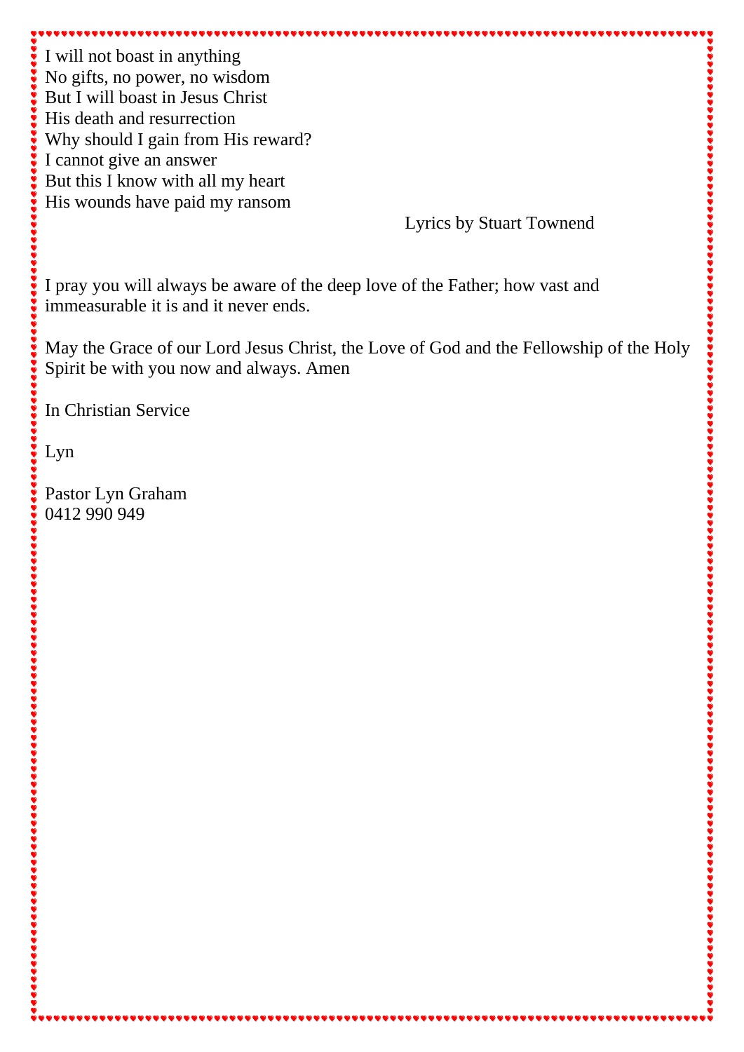I will not boast in anything
No gifts, no power, no wisdom
But I will boast in Jesus Christ
His death and resurrection
Why should I gain from His reward?
I cannot give an answer
But this I know with all my heart
His wounds have paid my ransom

Lyrics by Stuart Townend

I pray you will always be aware of the deep love of the Father; how vast and immeasurable it is and it never ends.

May the Grace of our Lord Jesus Christ, the Love of God and the Fellowship of the Holy Spirit be with you now and always. Amen

In Christian Service

Lyn

Pastor Lyn Graham
0412 990 949